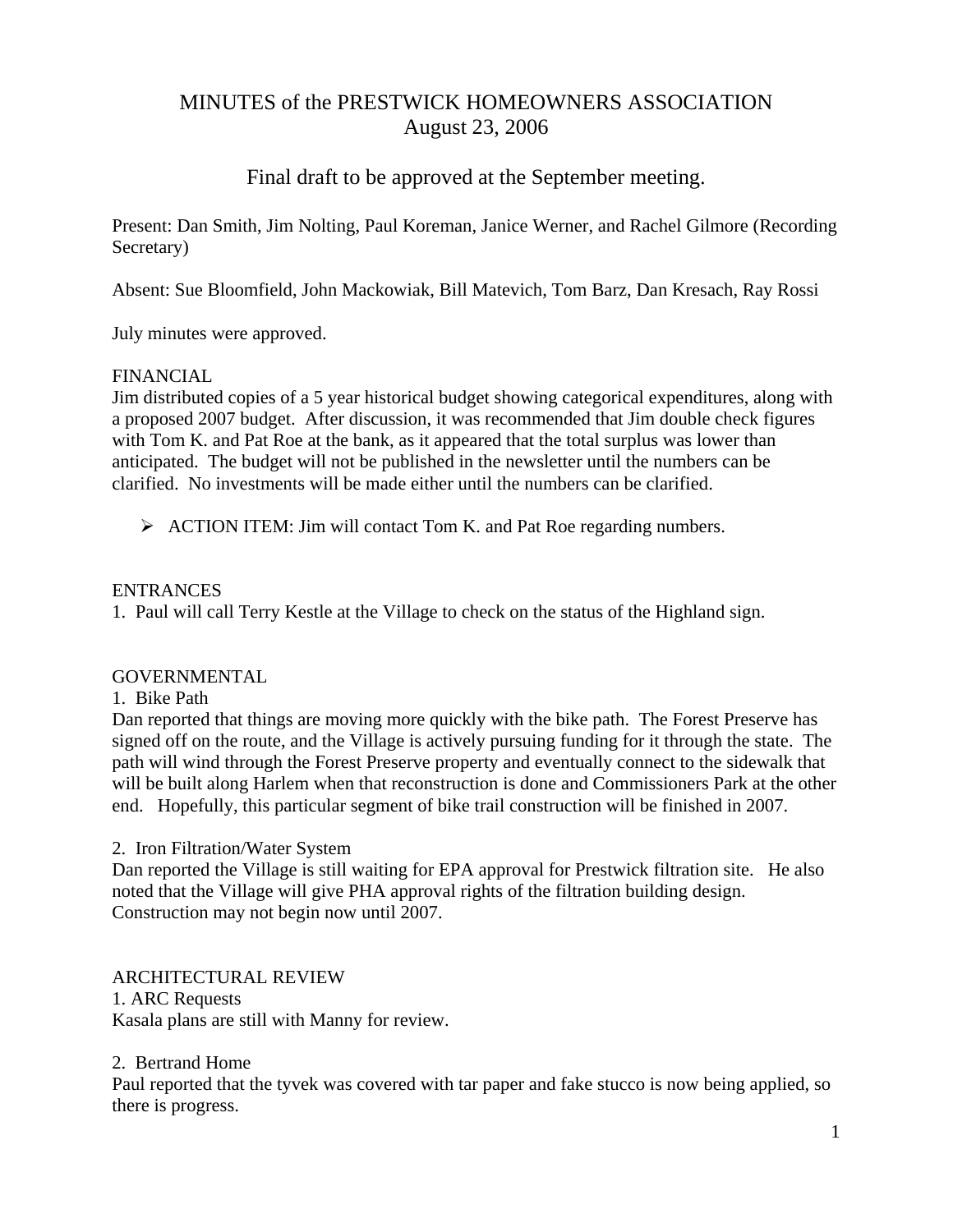# MINUTES of the PRESTWICK HOMEOWNERS ASSOCIATION
## August 23, 2006

### Final draft to be approved at the September meeting.

Present: Dan Smith, Jim Nolting, Paul Koreman, Janice Werner, and Rachel Gilmore (Recording Secretary)

Absent: Sue Bloomfield, John Mackowiak, Bill Matevich, Tom Barz, Dan Kresach, Ray Rossi

July minutes were approved.

FINANCIAL

Jim distributed copies of a 5 year historical budget showing categorical expenditures, along with a proposed 2007 budget. After discussion, it was recommended that Jim double check figures with Tom K. and Pat Roe at the bank, as it appeared that the total surplus was lower than anticipated. The budget will not be published in the newsletter until the numbers can be clarified. No investments will be made either until the numbers can be clarified.

- ACTION ITEM: Jim will contact Tom K. and Pat Roe regarding numbers.

ENTRANCES

1. Paul will call Terry Kestle at the Village to check on the status of the Highland sign.

GOVERNMENTAL

1. Bike Path

Dan reported that things are moving more quickly with the bike path. The Forest Preserve has signed off on the route, and the Village is actively pursuing funding for it through the state. The path will wind through the Forest Preserve property and eventually connect to the sidewalk that will be built along Harlem when that reconstruction is done and Commissioners Park at the other end. Hopefully, this particular segment of bike trail construction will be finished in 2007.

2. Iron Filtration/Water System

Dan reported the Village is still waiting for EPA approval for Prestwick filtration site. He also noted that the Village will give PHA approval rights of the filtration building design. Construction may not begin now until 2007.

ARCHITECTURAL REVIEW

1. ARC Requests

Kasala plans are still with Manny for review.

2. Bertrand Home

Paul reported that the tyvek was covered with tar paper and fake stucco is now being applied, so there is progress.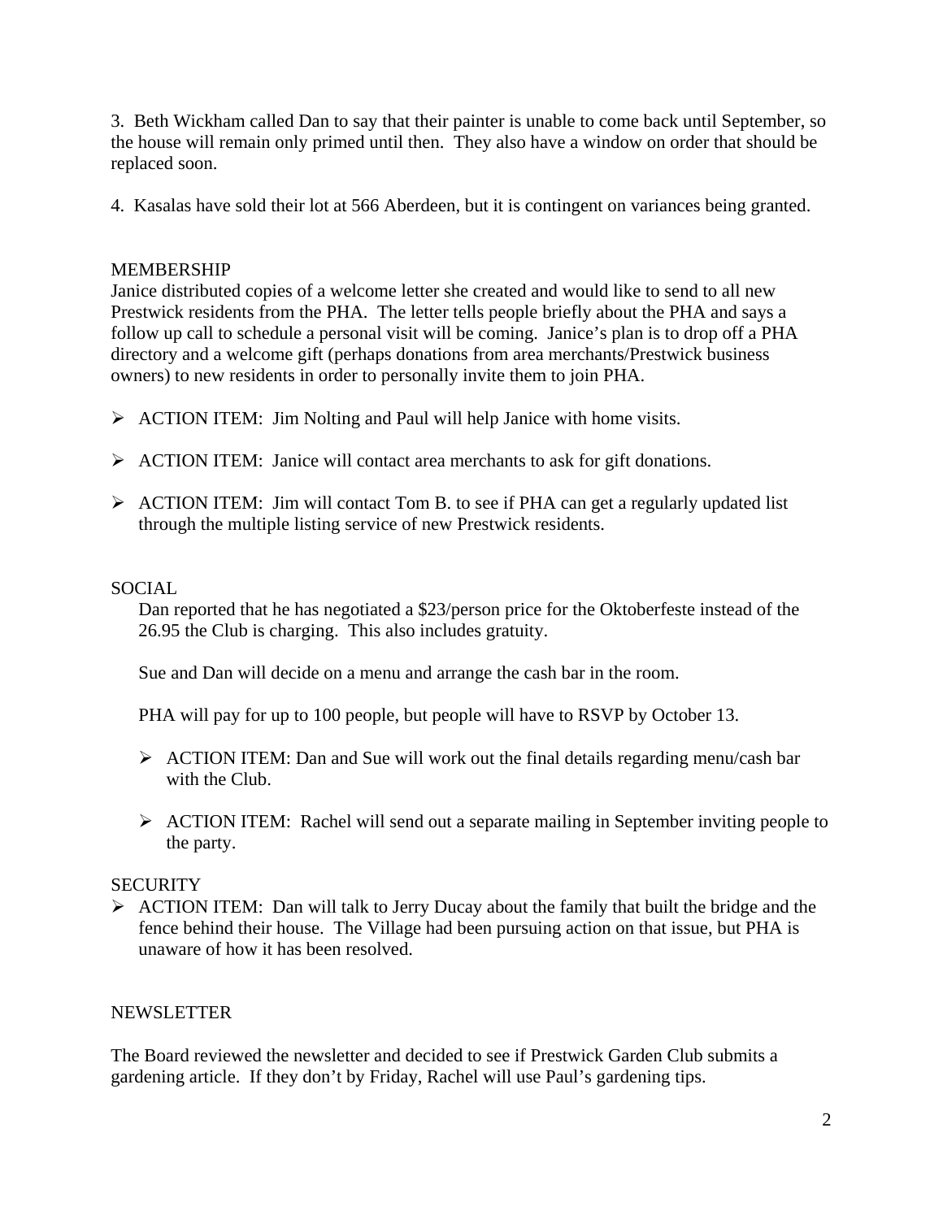3. Beth Wickham called Dan to say that their painter is unable to come back until September, so the house will remain only primed until then. They also have a window on order that should be replaced soon.

4. Kasalas have sold their lot at 566 Aberdeen, but it is contingent on variances being granted.

## MEMBERSHIP

Janice distributed copies of a welcome letter she created and would like to send to all new Prestwick residents from the PHA. The letter tells people briefly about the PHA and says a follow up call to schedule a personal visit will be coming. Janice's plan is to drop off a PHA directory and a welcome gift (perhaps donations from area merchants/Prestwick business owners) to new residents in order to personally invite them to join PHA.

- ACTION ITEM: Jim Nolting and Paul will help Janice with home visits.
- ACTION ITEM: Janice will contact area merchants to ask for gift donations.
- ACTION ITEM: Jim will contact Tom B. to see if PHA can get a regularly updated list through the multiple listing service of new Prestwick residents.

## SOCIAL

Dan reported that he has negotiated a $23/person price for the Oktoberfeste instead of the 26.95 the Club is charging. This also includes gratuity.

Sue and Dan will decide on a menu and arrange the cash bar in the room.

PHA will pay for up to 100 people, but people will have to RSVP by October 13.

- ACTION ITEM: Dan and Sue will work out the final details regarding menu/cash bar with the Club.
- ACTION ITEM: Rachel will send out a separate mailing in September inviting people to the party.

## SECURITY

- ACTION ITEM: Dan will talk to Jerry Ducay about the family that built the bridge and the fence behind their house. The Village had been pursuing action on that issue, but PHA is unaware of how it has been resolved.

## NEWSLETTER

The Board reviewed the newsletter and decided to see if Prestwick Garden Club submits a gardening article. If they don't by Friday, Rachel will use Paul's gardening tips.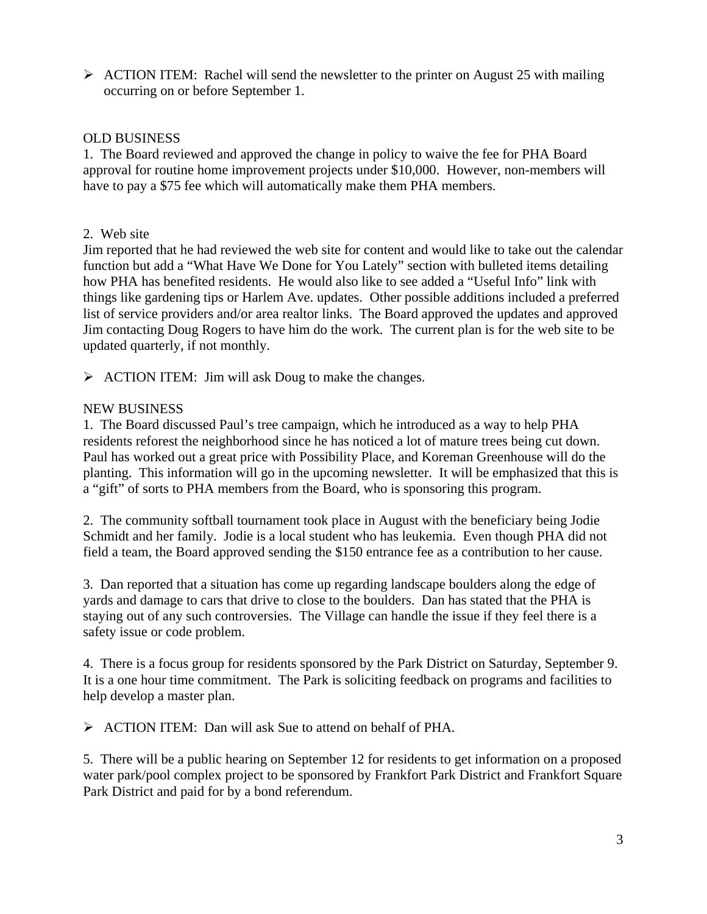- ACTION ITEM: Rachel will send the newsletter to the printer on August 25 with mailing occurring on or before September 1.

OLD BUSINESS

1. The Board reviewed and approved the change in policy to waive the fee for PHA Board approval for routine home improvement projects under $10,000. However, non-members will have to pay a $75 fee which will automatically make them PHA members.

2. Web site

Jim reported that he had reviewed the web site for content and would like to take out the calendar function but add a "What Have We Done for You Lately" section with bulleted items detailing how PHA has benefited residents. He would also like to see added a "Useful Info" link with things like gardening tips or Harlem Ave. updates. Other possible additions included a preferred list of service providers and/or area realtor links. The Board approved the updates and approved Jim contacting Doug Rogers to have him do the work. The current plan is for the web site to be updated quarterly, if not monthly.

- ACTION ITEM: Jim will ask Doug to make the changes.

NEW BUSINESS

1. The Board discussed Paul's tree campaign, which he introduced as a way to help PHA residents reforest the neighborhood since he has noticed a lot of mature trees being cut down. Paul has worked out a great price with Possibility Place, and Koreman Greenhouse will do the planting. This information will go in the upcoming newsletter. It will be emphasized that this is a "gift" of sorts to PHA members from the Board, who is sponsoring this program.

2. The community softball tournament took place in August with the beneficiary being Jodie Schmidt and her family. Jodie is a local student who has leukemia. Even though PHA did not field a team, the Board approved sending the $150 entrance fee as a contribution to her cause.

3. Dan reported that a situation has come up regarding landscape boulders along the edge of yards and damage to cars that drive to close to the boulders. Dan has stated that the PHA is staying out of any such controversies. The Village can handle the issue if they feel there is a safety issue or code problem.

4. There is a focus group for residents sponsored by the Park District on Saturday, September 9. It is a one hour time commitment. The Park is soliciting feedback on programs and facilities to help develop a master plan.

- ACTION ITEM: Dan will ask Sue to attend on behalf of PHA.

5. There will be a public hearing on September 12 for residents to get information on a proposed water park/pool complex project to be sponsored by Frankfort Park District and Frankfort Square Park District and paid for by a bond referendum.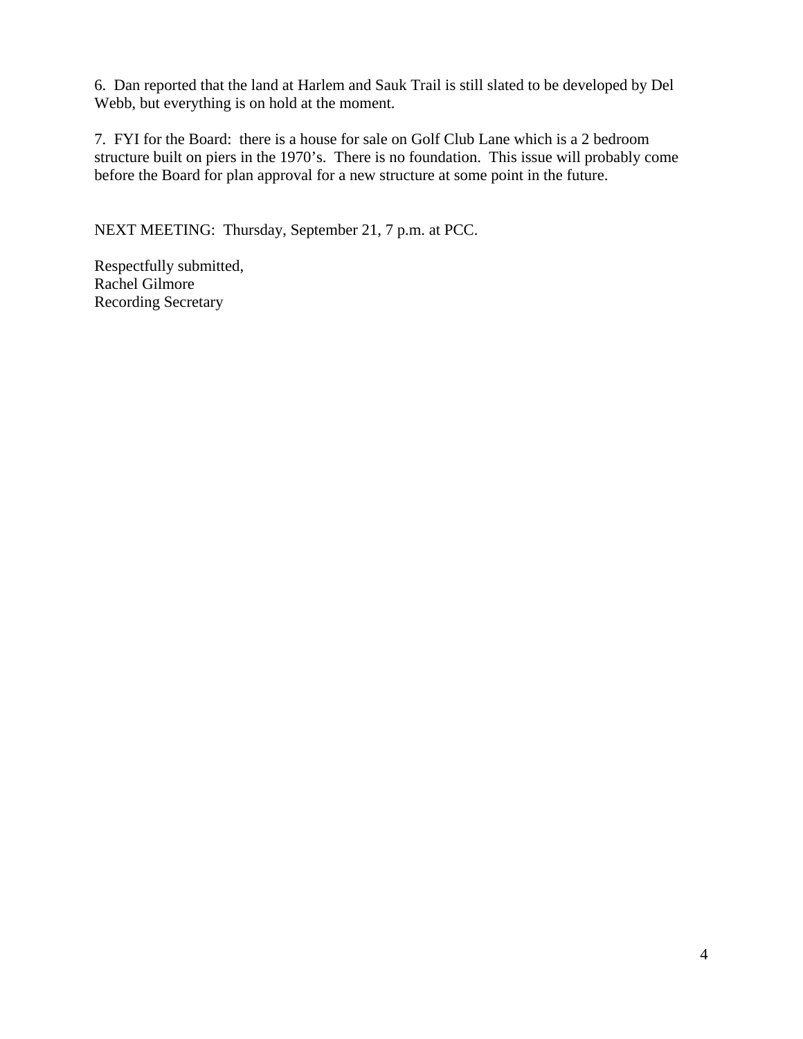6.  Dan reported that the land at Harlem and Sauk Trail is still slated to be developed by Del Webb, but everything is on hold at the moment.

7.  FYI for the Board:  there is a house for sale on Golf Club Lane which is a 2 bedroom structure built on piers in the 1970's.  There is no foundation.  This issue will probably come before the Board for plan approval for a new structure at some point in the future.

NEXT MEETING:  Thursday, September 21, 7 p.m. at PCC.

Respectfully submitted,
Rachel Gilmore
Recording Secretary